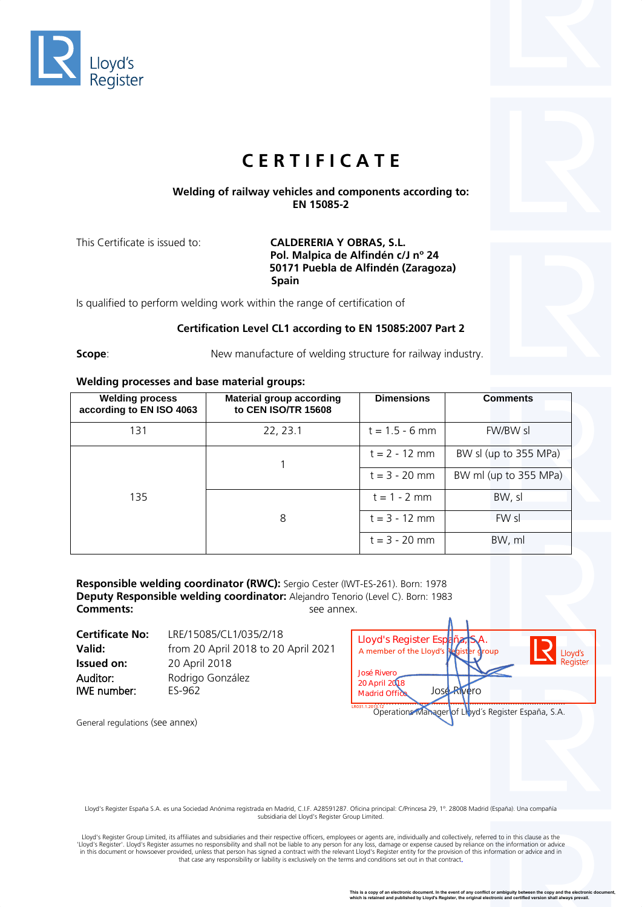Lloyd's Register

# CERTIFICATE

**Welding of railway vehicles and components according to:**
**EN 15085-2**

This Certificate is issued to:

**CALDERERIA Y OBRAS, S.L.**
**Pol. Malpica de Alfindén c/J nº 24**
**50171 Puebla de Alfindén (Zaragoza)**
**Spain**

Is qualified to perform welding work within the range of certification of

**Certification Level CL1 according to EN 15085:2007 Part 2**

**Scope**: New manufacture of welding structure for railway industry.

**Welding processes and base material groups:**

| Welding process according to EN ISO 4063 | Material group according to CEN ISO/TR 15608 | Dimensions | Comments |
|---|---|---|---|
| 131 | 22, 23.1 | t = 1.5 - 6 mm | FW/BW sl |
| 135 | 1 | t = 2 - 12 mm | BW sl (up to 355 MPa) |
| | | t = 3 - 20 mm | BW ml (up to 355 MPa) |
| | 8 | t = 1 - 2 mm | BW, sl |
| | | t = 3 - 12 mm | FW sl |
| | | t = 3 - 20 mm | BW, ml |

**Responsible welding coordinator (RWC):** Sergio Cester (IWT-ES-261). Born: 1978
**Deputy Responsible welding coordinator:** Alejandro Tenorio (Level C). Born: 1983
**Comments:** see annex.

**Certificate No:** LRE/15085/CL1/035/2/18
**Valid:** from 20 April 2018 to 20 April 2021
**Issued on:** 20 April 2018
**Auditor:** Rodrigo González
**IWE number:** ES-962

Lloyd's Register España, S.A.
A member of the Lloyd's Register group
José Rivero
20 April 2018
Madrid Office

José Rivero
Operations Manager of Lloyd's Register España, S.A.

General regulations (see annex)

Lloyd's Register España S.A. es una Sociedad Anónima registrada en Madrid, C.I.F. A28591287. Oficina principal: C/Princesa 29, 1º. 28008 Madrid (España). Una compañía subsidiaria del Lloyd's Register Group Limited.

Lloyd's Register Group Limited, its affiliates and subsidiaries and their respective officers, employees or agents are, individually and collectively, referred to in this clause as the 'Lloyd's Register'. Lloyd's Register assumes no responsibility and shall not be liable to any person for any loss, damage or expense caused by reliance on the information or advice in this document or howsoever provided, unless that person has signed a contract with the relevant Lloyd's Register entity for the provision of this information or advice and in that case any responsibility or liability is exclusively on the terms and conditions set out in that contract.

This is a copy of an electronic document. In the event of any conflict or ambiguity between the copy and the electronic document, which is retained and published by Lloyd's Register, the original electronic and certified version shall always prevail.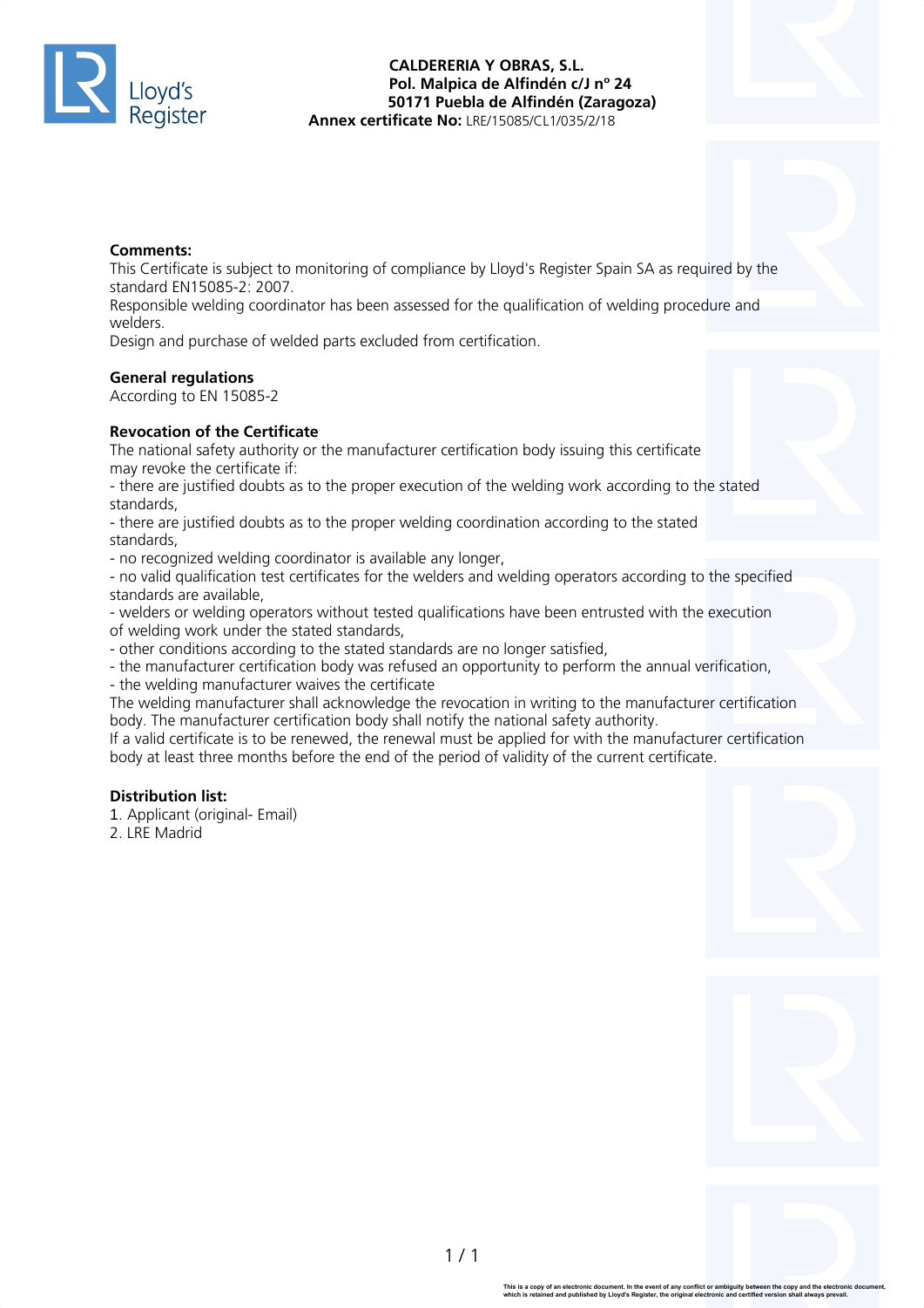**CALDERERIA Y OBRAS, S.L.**
**Pol. Malpica de Alfindén c/J nº 24**
**50171 Puebla de Alfindén (Zaragoza)**
**Annex certificate No:** LRE/15085/CL1/035/2/18

**Comments:**
This Certificate is subject to monitoring of compliance by Lloyd's Register Spain SA as required by the standard EN15085-2: 2007.
Responsible welding coordinator has been assessed for the qualification of welding procedure and welders.
Design and purchase of welded parts excluded from certification.

**General regulations**
According to EN 15085-2

**Revocation of the Certificate**
The national safety authority or the manufacturer certification body issuing this certificate may revoke the certificate if:
- there are justified doubts as to the proper execution of the welding work according to the stated standards,
- there are justified doubts as to the proper welding coordination according to the stated standards,
- no recognized welding coordinator is available any longer,
- no valid qualification test certificates for the welders and welding operators according to the specified standards are available,
- welders or welding operators without tested qualifications have been entrusted with the execution of welding work under the stated standards,
- other conditions according to the stated standards are no longer satisfied,
- the manufacturer certification body was refused an opportunity to perform the annual verification,
- the welding manufacturer waives the certificate

The welding manufacturer shall acknowledge the revocation in writing to the manufacturer certification body. The manufacturer certification body shall notify the national safety authority.
If a valid certificate is to be renewed, the renewal must be applied for with the manufacturer certification body at least three months before the end of the period of validity of the current certificate.

**Distribution list:**
1. Applicant (original- Email)
2. LRE Madrid

This is a copy of an electronic document. In the event of any conflict or ambiguity between the copy and the electronic document, which is retained and published by Lloyd's Register, the original electronic and certified version shall always prevail.